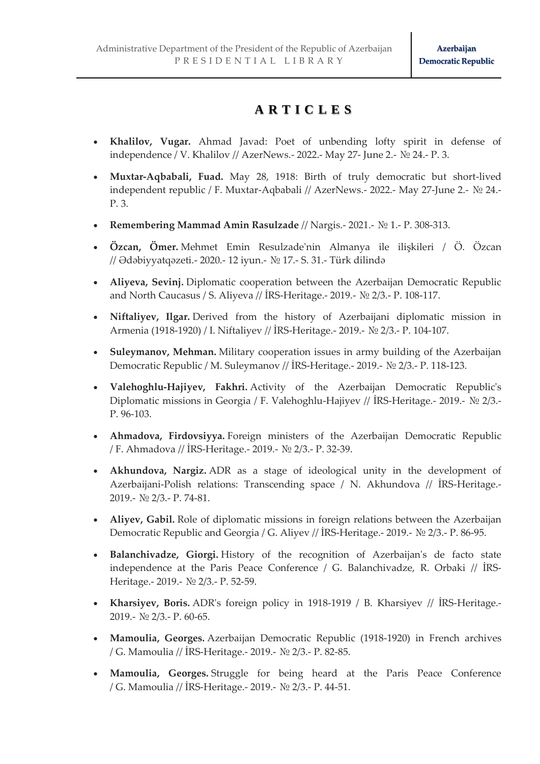# A R T I C L E S

- **Khalilov, Vugar.** Ahmad Javad: Poet of unbending lofty spirit in defense of independence / V. Khalilov // AzerNews.- 2022.- May 27- June 2.- № 24.- P. 3.
- **Muxtar-Aqbabali, Fuad.** May 28, 1918: Birth of truly democratic but short-lived independent republic / F. Muxtar-Aqbabali // AzerNews.- 2022.- May 27-June 2.- № 24.- P. 3.
- **Remembering Mammad Amin Rasulzade** // Nargis.- 2021.- № 1.- P. 308-313.
- **Özcan, Ömer.** Mehmet Emin Resulzade'nin Almanya ile ilişkileri / Ö. Özcan // Ədəbiyyatqəzeti.- 2020.- 12 iyun.- № 17.- S. 31.- Türk dilində
- **Aliyeva, Sevinj.** Diplomatic cooperation between the Azerbaijan Democratic Republic and North Caucasus / S. Aliyeva // İRS-Heritage.- 2019.- № 2/3.- P. 108-117.
- **Niftaliyev, Ilgar.** Derived from the history of Azerbaijani diplomatic mission in Armenia (1918-1920) / I. Niftaliyev // İRS-Heritage.- 2019.- № 2/3.- P. 104-107.
- **Suleymanov, Mehman.** Military cooperation issues in army building of the Azerbaijan Democratic Republic / M. Suleymanov // İRS-Heritage.- 2019.- № 2/3.- P. 118-123.
- **Valehoghlu-Hajiyev, Fakhri.** Activity of the Azerbaijan Democratic Republic's Diplomatic missions in Georgia / F. Valehoghlu-Hajiyev // İRS-Heritage.- 2019.- № 2/3.- P. 96-103.
- **Ahmadova, Firdovsiyya.** Foreign ministers of the Azerbaijan Democratic Republic / F. Ahmadova // İRS-Heritage.- 2019.- № 2/3.- P. 32-39.
- **Akhundova, Nargiz.** ADR as a stage of ideological unity in the development of Azerbaijani-Polish relations: Transcending space / N. Akhundova // İRS-Heritage.- 2019.- № 2/3.- P. 74-81.
- **Aliyev, Gabil.** Role of diplomatic missions in foreign relations between the Azerbaijan Democratic Republic and Georgia / G. Aliyev // İRS-Heritage.- 2019.- № 2/3.- P. 86-95.
- **Balanchivadze, Giorgi.** History of the recognition of Azerbaijan's de facto state independence at the Paris Peace Conference / G. Balanchivadze, R. Orbaki // İRS-Heritage.- 2019.- № 2/3.- P. 52-59.
- **Kharsiyev, Boris.** ADR's foreign policy in 1918-1919 / B. Kharsiyev // İRS-Heritage.- 2019.- № 2/3.- P. 60-65.
- **Mamoulia, Georges.** Azerbaijan Democratic Republic (1918-1920) in French archives / G. Mamoulia // İRS-Heritage.- 2019.- № 2/3.- P. 82-85.
- **Mamoulia, Georges.** Struggle for being heard at the Paris Peace Conference / G. Mamoulia // İRS-Heritage.- 2019.- № 2/3.- P. 44-51.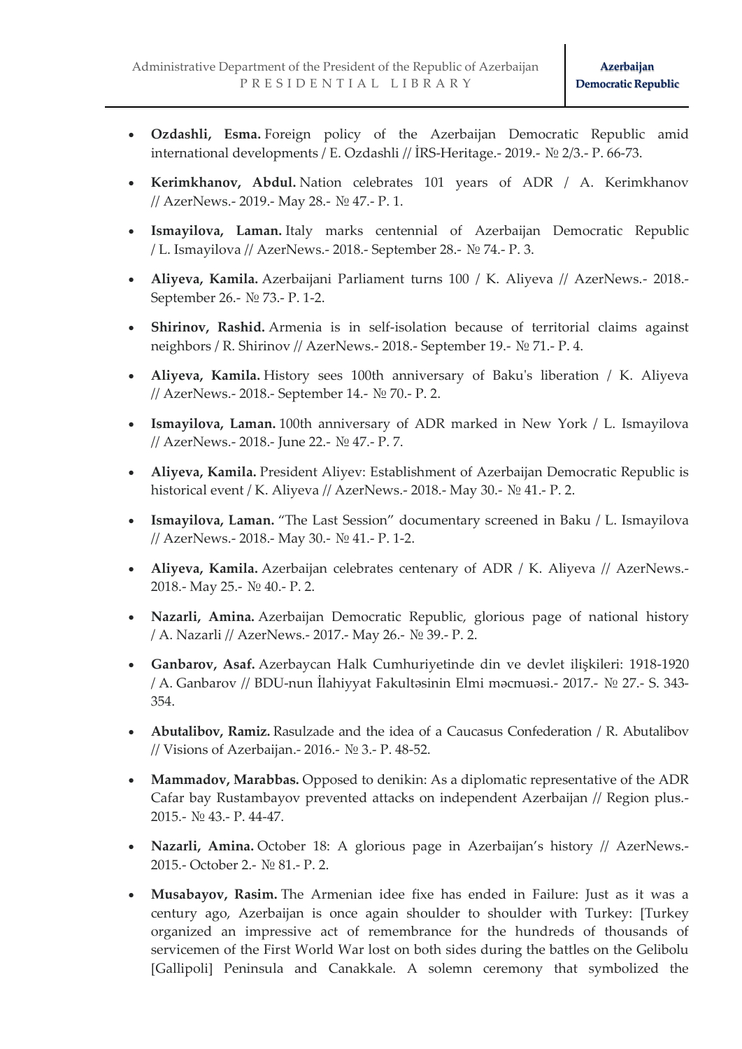- **Ozdashli, Esma.** Foreign policy of the Azerbaijan Democratic Republic amid international developments / E. Ozdashli // İRS-Heritage.- 2019.- № 2/3.- P. 66-73.
- **Kerimkhanov, Abdul.** Nation celebrates 101 years of ADR / A. Kerimkhanov // AzerNews.- 2019.- May 28.- № 47.- P. 1.
- **Ismayilova, Laman.** Italy marks centennial of Azerbaijan Democratic Republic / L. Ismayilova // AzerNews.- 2018.- September 28.- № 74.- P. 3.
- **Aliyeva, Kamila.** Azerbaijani Parliament turns 100 / K. Aliyeva // AzerNews.- 2018.- September 26.- № 73.- P. 1-2.
- **Shirinov, Rashid.** Armenia is in self-isolation because of territorial claims against neighbors / R. Shirinov // AzerNews.- 2018.- September 19.- № 71.- P. 4.
- **Aliyeva, Kamila.** History sees 100th anniversary of Baku's liberation / K. Aliyeva // AzerNews.- 2018.- September 14.- № 70.- P. 2.
- **Ismayilova, Laman.** 100th anniversary of ADR marked in New York / L. Ismayilova // AzerNews.- 2018.- June 22.- № 47.- P. 7.
- **Aliyeva, Kamila.** President Aliyev: Establishment of Azerbaijan Democratic Republic is historical event / K. Aliyeva // AzerNews.- 2018.- May 30.- № 41.- P. 2.
- **Ismayilova, Laman.** "The Last Session" documentary screened in Baku / L. Ismayilova // AzerNews.- 2018.- May 30.- № 41.- P. 1-2.
- **Aliyeva, Kamila.** Azerbaijan celebrates centenary of ADR / K. Aliyeva // AzerNews.- 2018.- May 25.- № 40.- P. 2.
- **Nazarli, Amina.** Azerbaijan Democratic Republic, glorious page of national history / A. Nazarli // AzerNews.- 2017.- May 26.- № 39.- P. 2.
- **Ganbarov, Asaf.** Azerbaycan Halk Cumhuriyetinde din ve devlet ilişkileri: 1918-1920 / A. Ganbarov // BDU-nun İlahiyyat Fakultəsinin Elmi məcmuəsi.- 2017.- № 27.- S. 343-354.
- **Abutalibov, Ramiz.** Rasulzade and the idea of a Caucasus Confederation / R. Abutalibov // Visions of Azerbaijan.- 2016.- № 3.- P. 48-52.
- **Mammadov, Marabbas.** Opposed to denikin: As a diplomatic representative of the ADR Cafar bay Rustambayov prevented attacks on independent Azerbaijan // Region plus.- 2015.- № 43.- P. 44-47.
- **Nazarli, Amina.** October 18: A glorious page in Azerbaijan's history // AzerNews.- 2015.- October 2.- № 81.- P. 2.
- **Musabayov, Rasim.** The Armenian idee fixe has ended in Failure: Just as it was a century ago, Azerbaijan is once again shoulder to shoulder with Turkey: [Turkey organized an impressive act of remembrance for the hundreds of thousands of servicemen of the First World War lost on both sides during the battles on the Gelibolu [Gallipoli] Peninsula and Canakkale. A solemn ceremony that symbolized the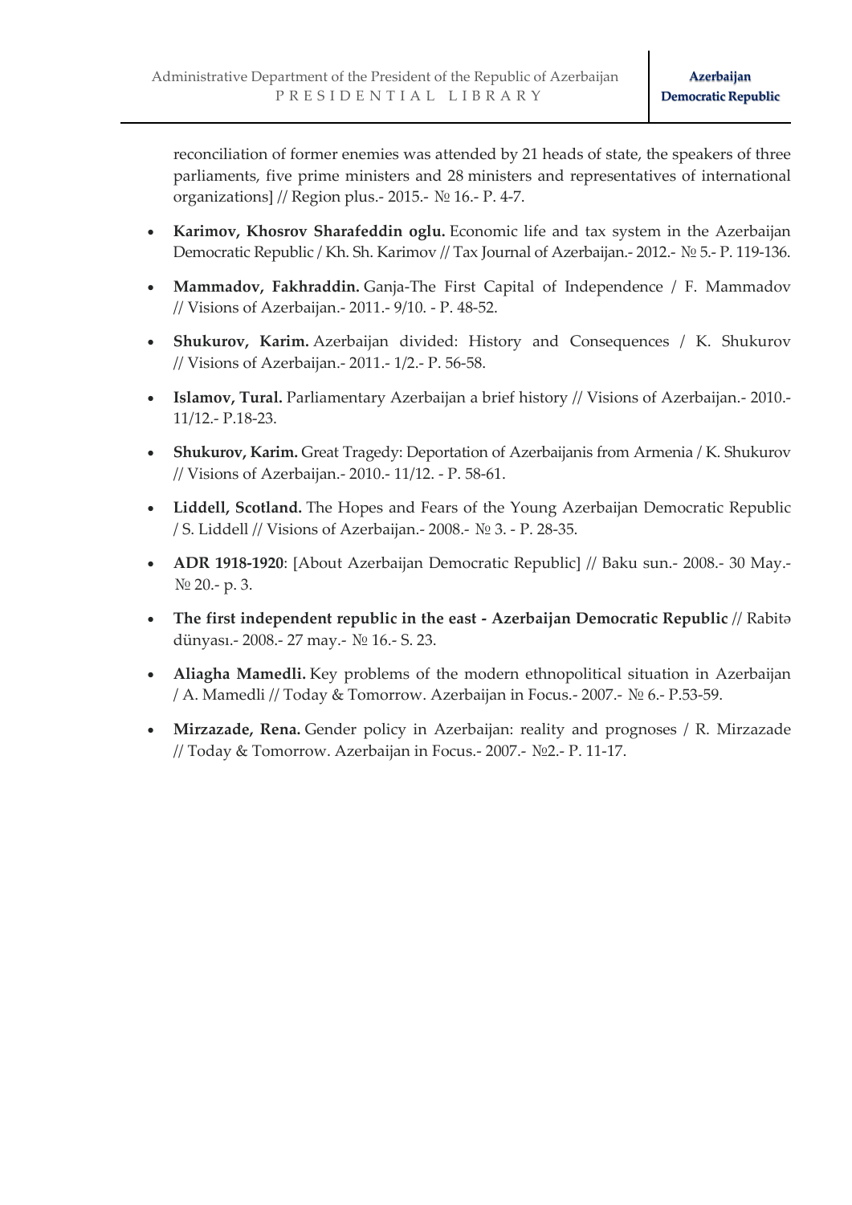reconciliation of former enemies was attended by 21 heads of state, the speakers of three parliaments, five prime ministers and 28 ministers and representatives of international organizations] // Region plus.- 2015.- № 16.- P. 4-7.

- **Karimov, Khosrov Sharafeddin oglu.** Economic life and tax system in the Azerbaijan Democratic Republic / Kh. Sh. Karimov // Tax Journal of Azerbaijan.- 2012.- № 5.- P. 119-136.
- **Mammadov, Fakhraddin.** Ganja-The First Capital of Independence / F. Mammadov // Visions of Azerbaijan.- 2011.- 9/10. - P. 48-52.
- **Shukurov, Karim.** Azerbaijan divided: History and Consequences / K. Shukurov // Visions of Azerbaijan.- 2011.- 1/2.- P. 56-58.
- **Islamov, Tural.** Parliamentary Azerbaijan a brief history // Visions of Azerbaijan.- 2010.- 11/12.- P.18-23.
- **Shukurov, Karim.** Great Tragedy: Deportation of Azerbaijanis from Armenia / K. Shukurov // Visions of Azerbaijan.- 2010.- 11/12. - P. 58-61.
- **Liddell, Scotland.** The Hopes and Fears of the Young Azerbaijan Democratic Republic / S. Liddell // Visions of Azerbaijan.- 2008.- № 3. - P. 28-35.
- **ADR 1918-1920**: [About Azerbaijan Democratic Republic] // Baku sun.- 2008.- 30 May.- № 20.- p. 3.
- **The first independent republic in the east - Azerbaijan Democratic Republic** // Rabitə dünyası.- 2008.- 27 may.- № 16.- S. 23.
- **Aliagha Mamedli.** Key problems of the modern ethnopolitical situation in Azerbaijan / A. Mamedli // Today & Tomorrow. Azerbaijan in Focus.- 2007.- № 6.- P.53-59.
- **Mirzazade, Rena.** Gender policy in Azerbaijan: reality and prognoses / R. Mirzazade // Today & Tomorrow. Azerbaijan in Focus.- 2007.- №2.- P. 11-17.